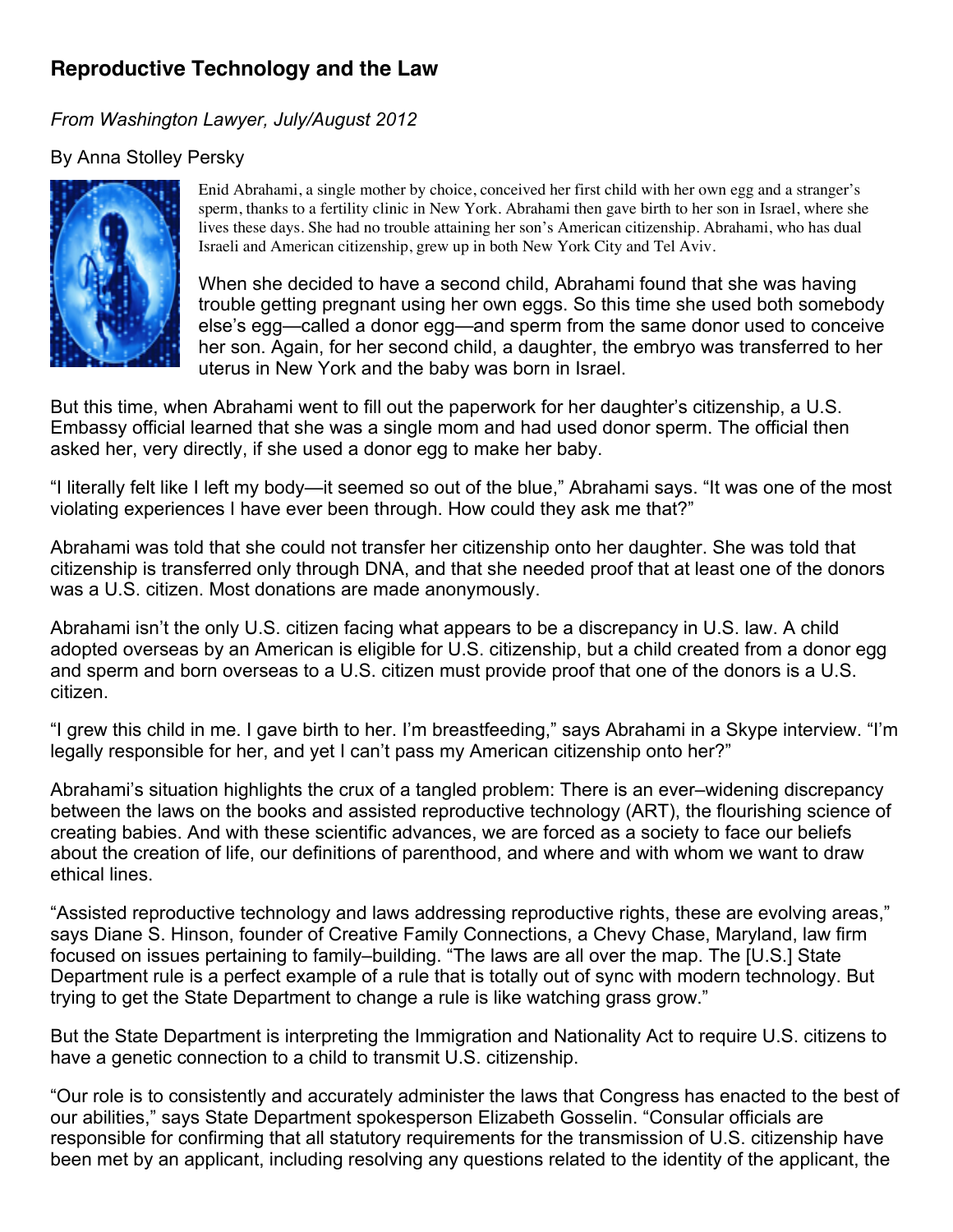# Reproductive Technology and the Law

*From Washington Lawyer, July/August 2012*

By Anna Stolley Persky

Enid Abrahami, a single mother by choice, conceived her first child with her own egg and a stranger's sperm, thanks to a fertility clinic in New York. Abrahami then gave birth to her son in Israel, where she lives these days. She had no trouble attaining her son's American citizenship. Abrahami, who has dual Israeli and American citizenship, grew up in both New York City and Tel Aviv.

When she decided to have a second child, Abrahami found that she was having trouble getting pregnant using her own eggs. So this time she used both somebody else's egg—called a donor egg—and sperm from the same donor used to conceive her son. Again, for her second child, a daughter, the embryo was transferred to her uterus in New York and the baby was born in Israel.

But this time, when Abrahami went to fill out the paperwork for her daughter's citizenship, a U.S. Embassy official learned that she was a single mom and had used donor sperm. The official then asked her, very directly, if she used a donor egg to make her baby.

"I literally felt like I left my body—it seemed so out of the blue," Abrahami says. "It was one of the most violating experiences I have ever been through. How could they ask me that?"

Abrahami was told that she could not transfer her citizenship onto her daughter. She was told that citizenship is transferred only through DNA, and that she needed proof that at least one of the donors was a U.S. citizen. Most donations are made anonymously.

Abrahami isn't the only U.S. citizen facing what appears to be a discrepancy in U.S. law. A child adopted overseas by an American is eligible for U.S. citizenship, but a child created from a donor egg and sperm and born overseas to a U.S. citizen must provide proof that one of the donors is a U.S. citizen.

"I grew this child in me. I gave birth to her. I'm breastfeeding," says Abrahami in a Skype interview. "I'm legally responsible for her, and yet I can't pass my American citizenship onto her?"

Abrahami's situation highlights the crux of a tangled problem: There is an ever–widening discrepancy between the laws on the books and assisted reproductive technology (ART), the flourishing science of creating babies. And with these scientific advances, we are forced as a society to face our beliefs about the creation of life, our definitions of parenthood, and where and with whom we want to draw ethical lines.

"Assisted reproductive technology and laws addressing reproductive rights, these are evolving areas," says Diane S. Hinson, founder of Creative Family Connections, a Chevy Chase, Maryland, law firm focused on issues pertaining to family–building. "The laws are all over the map. The [U.S.] State Department rule is a perfect example of a rule that is totally out of sync with modern technology. But trying to get the State Department to change a rule is like watching grass grow."

But the State Department is interpreting the Immigration and Nationality Act to require U.S. citizens to have a genetic connection to a child to transmit U.S. citizenship.

"Our role is to consistently and accurately administer the laws that Congress has enacted to the best of our abilities," says State Department spokesperson Elizabeth Gosselin. "Consular officials are responsible for confirming that all statutory requirements for the transmission of U.S. citizenship have been met by an applicant, including resolving any questions related to the identity of the applicant, the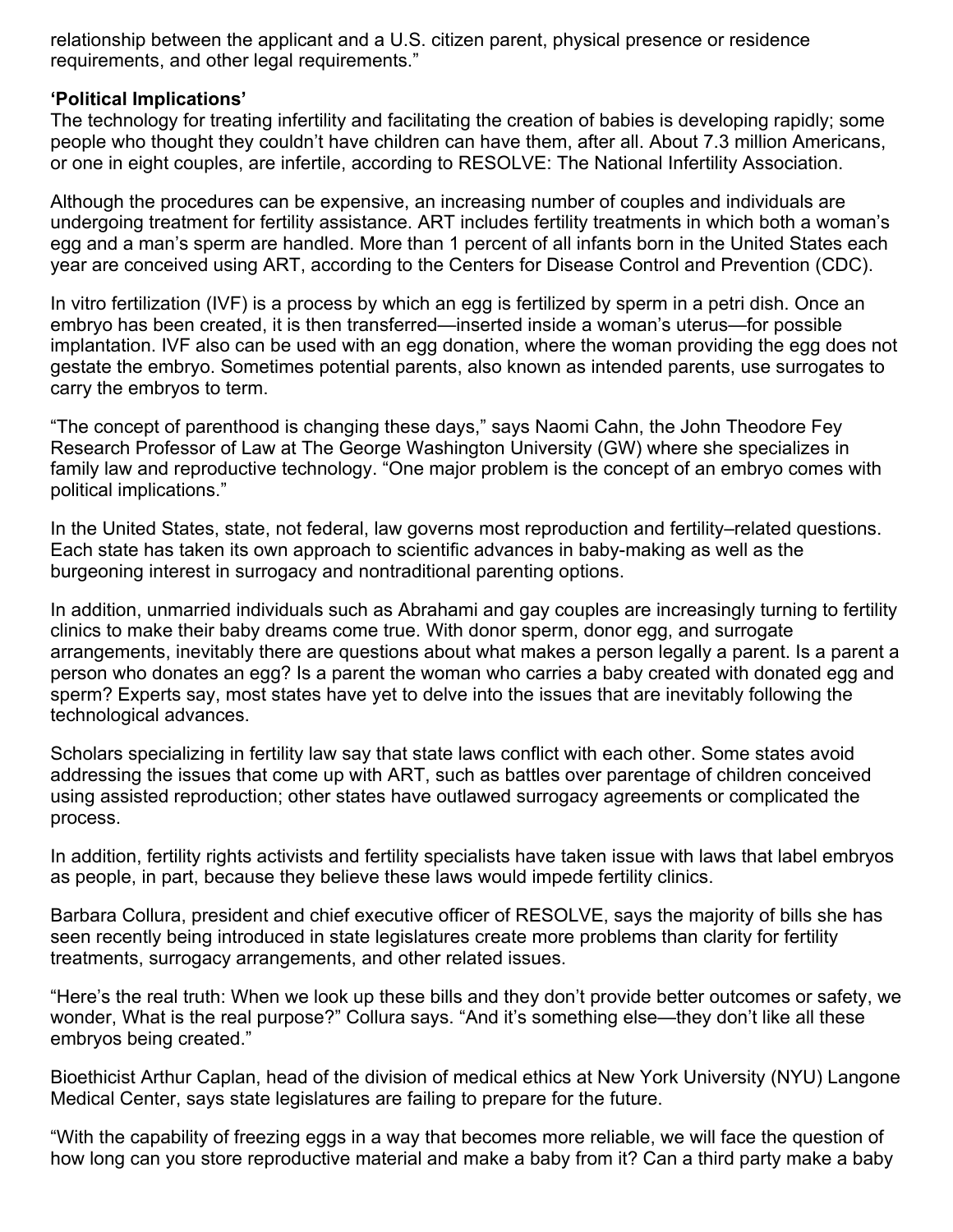relationship between the applicant and a U.S. citizen parent, physical presence or residence requirements, and other legal requirements."

**'Political Implications'**

The technology for treating infertility and facilitating the creation of babies is developing rapidly; some people who thought they couldn't have children can have them, after all. About 7.3 million Americans, or one in eight couples, are infertile, according to RESOLVE: The National Infertility Association.

Although the procedures can be expensive, an increasing number of couples and individuals are undergoing treatment for fertility assistance. ART includes fertility treatments in which both a woman's egg and a man's sperm are handled. More than 1 percent of all infants born in the United States each year are conceived using ART, according to the Centers for Disease Control and Prevention (CDC).

In vitro fertilization (IVF) is a process by which an egg is fertilized by sperm in a petri dish. Once an embryo has been created, it is then transferred—inserted inside a woman's uterus—for possible implantation. IVF also can be used with an egg donation, where the woman providing the egg does not gestate the embryo. Sometimes potential parents, also known as intended parents, use surrogates to carry the embryos to term.

"The concept of parenthood is changing these days," says Naomi Cahn, the John Theodore Fey Research Professor of Law at The George Washington University (GW) where she specializes in family law and reproductive technology. "One major problem is the concept of an embryo comes with political implications."

In the United States, state, not federal, law governs most reproduction and fertility–related questions. Each state has taken its own approach to scientific advances in baby-making as well as the burgeoning interest in surrogacy and nontraditional parenting options.

In addition, unmarried individuals such as Abrahami and gay couples are increasingly turning to fertility clinics to make their baby dreams come true. With donor sperm, donor egg, and surrogate arrangements, inevitably there are questions about what makes a person legally a parent. Is a parent a person who donates an egg? Is a parent the woman who carries a baby created with donated egg and sperm? Experts say, most states have yet to delve into the issues that are inevitably following the technological advances.

Scholars specializing in fertility law say that state laws conflict with each other. Some states avoid addressing the issues that come up with ART, such as battles over parentage of children conceived using assisted reproduction; other states have outlawed surrogacy agreements or complicated the process.

In addition, fertility rights activists and fertility specialists have taken issue with laws that label embryos as people, in part, because they believe these laws would impede fertility clinics.

Barbara Collura, president and chief executive officer of RESOLVE, says the majority of bills she has seen recently being introduced in state legislatures create more problems than clarity for fertility treatments, surrogacy arrangements, and other related issues.

"Here's the real truth: When we look up these bills and they don't provide better outcomes or safety, we wonder, What is the real purpose?" Collura says. "And it's something else—they don't like all these embryos being created."

Bioethicist Arthur Caplan, head of the division of medical ethics at New York University (NYU) Langone Medical Center, says state legislatures are failing to prepare for the future.

"With the capability of freezing eggs in a way that becomes more reliable, we will face the question of how long can you store reproductive material and make a baby from it? Can a third party make a baby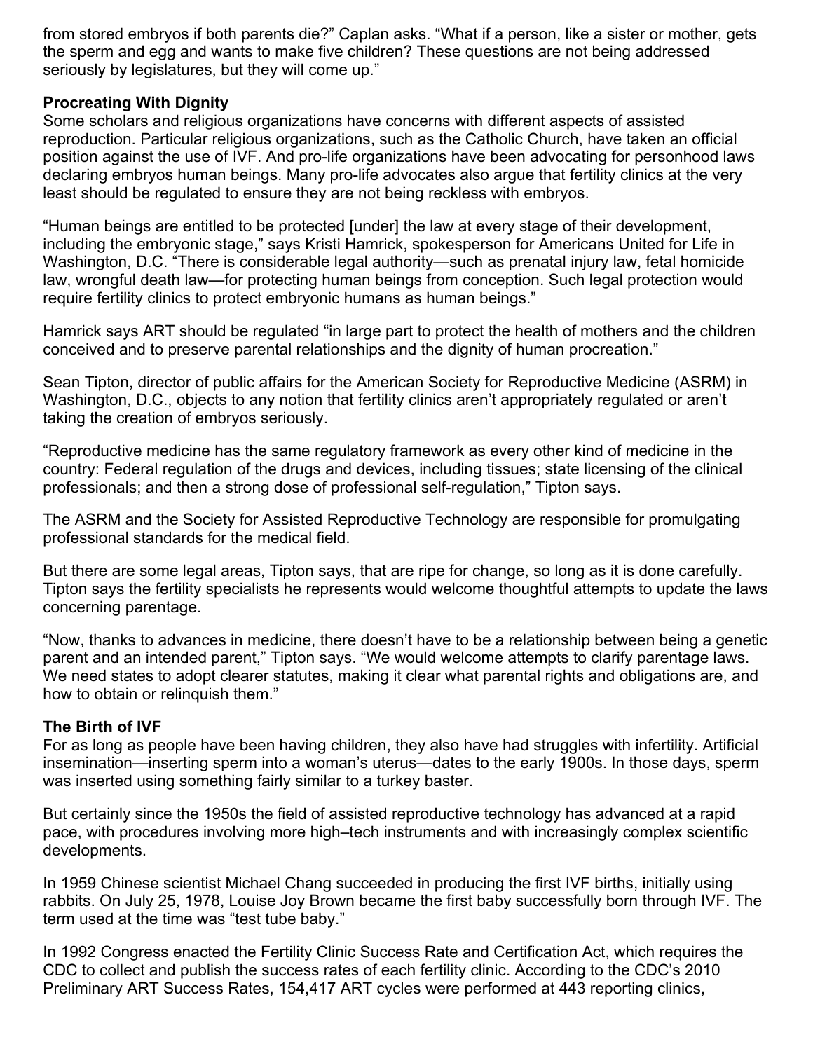from stored embryos if both parents die?" Caplan asks. "What if a person, like a sister or mother, gets the sperm and egg and wants to make five children? These questions are not being addressed seriously by legislatures, but they will come up."

**Procreating With Dignity**

Some scholars and religious organizations have concerns with different aspects of assisted reproduction. Particular religious organizations, such as the Catholic Church, have taken an official position against the use of IVF. And pro-life organizations have been advocating for personhood laws declaring embryos human beings. Many pro-life advocates also argue that fertility clinics at the very least should be regulated to ensure they are not being reckless with embryos.

"Human beings are entitled to be protected [under] the law at every stage of their development, including the embryonic stage," says Kristi Hamrick, spokesperson for Americans United for Life in Washington, D.C. "There is considerable legal authority—such as prenatal injury law, fetal homicide law, wrongful death law—for protecting human beings from conception. Such legal protection would require fertility clinics to protect embryonic humans as human beings."

Hamrick says ART should be regulated "in large part to protect the health of mothers and the children conceived and to preserve parental relationships and the dignity of human procreation."

Sean Tipton, director of public affairs for the American Society for Reproductive Medicine (ASRM) in Washington, D.C., objects to any notion that fertility clinics aren't appropriately regulated or aren't taking the creation of embryos seriously.

"Reproductive medicine has the same regulatory framework as every other kind of medicine in the country: Federal regulation of the drugs and devices, including tissues; state licensing of the clinical professionals; and then a strong dose of professional self-regulation," Tipton says.

The ASRM and the Society for Assisted Reproductive Technology are responsible for promulgating professional standards for the medical field.

But there are some legal areas, Tipton says, that are ripe for change, so long as it is done carefully. Tipton says the fertility specialists he represents would welcome thoughtful attempts to update the laws concerning parentage.

"Now, thanks to advances in medicine, there doesn't have to be a relationship between being a genetic parent and an intended parent," Tipton says. "We would welcome attempts to clarify parentage laws. We need states to adopt clearer statutes, making it clear what parental rights and obligations are, and how to obtain or relinquish them."

**The Birth of IVF**

For as long as people have been having children, they also have had struggles with infertility. Artificial insemination—inserting sperm into a woman's uterus—dates to the early 1900s. In those days, sperm was inserted using something fairly similar to a turkey baster.

But certainly since the 1950s the field of assisted reproductive technology has advanced at a rapid pace, with procedures involving more high–tech instruments and with increasingly complex scientific developments.

In 1959 Chinese scientist Michael Chang succeeded in producing the first IVF births, initially using rabbits. On July 25, 1978, Louise Joy Brown became the first baby successfully born through IVF. The term used at the time was "test tube baby."

In 1992 Congress enacted the Fertility Clinic Success Rate and Certification Act, which requires the CDC to collect and publish the success rates of each fertility clinic. According to the CDC's 2010 Preliminary ART Success Rates, 154,417 ART cycles were performed at 443 reporting clinics,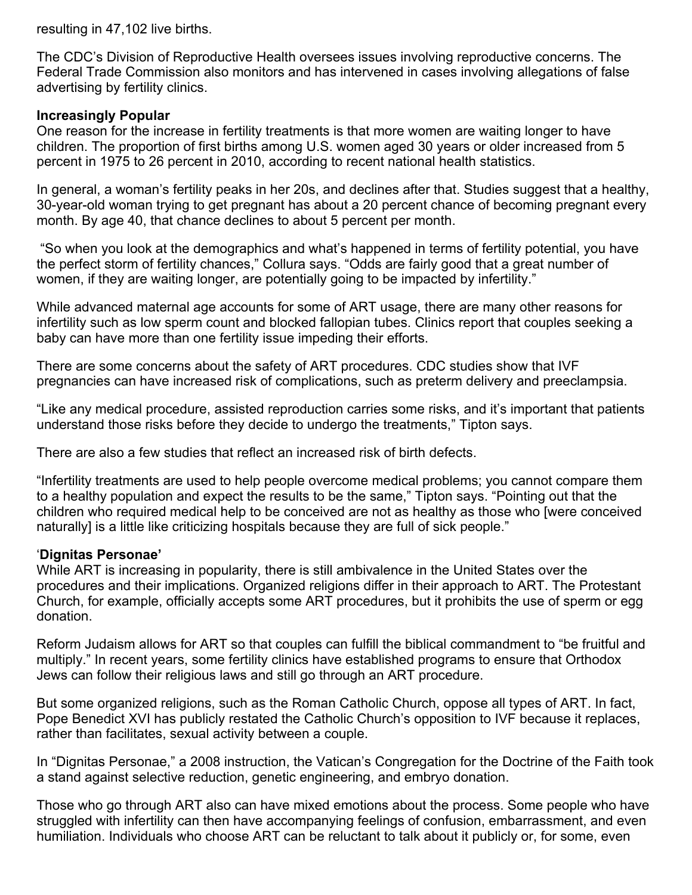resulting in 47,102 live births.

The CDC's Division of Reproductive Health oversees issues involving reproductive concerns. The Federal Trade Commission also monitors and has intervened in cases involving allegations of false advertising by fertility clinics.

**Increasingly Popular**

One reason for the increase in fertility treatments is that more women are waiting longer to have children. The proportion of first births among U.S. women aged 30 years or older increased from 5 percent in 1975 to 26 percent in 2010, according to recent national health statistics.

In general, a woman's fertility peaks in her 20s, and declines after that. Studies suggest that a healthy, 30-year-old woman trying to get pregnant has about a 20 percent chance of becoming pregnant every month. By age 40, that chance declines to about 5 percent per month.

"So when you look at the demographics and what's happened in terms of fertility potential, you have the perfect storm of fertility chances," Collura says. "Odds are fairly good that a great number of women, if they are waiting longer, are potentially going to be impacted by infertility."

While advanced maternal age accounts for some of ART usage, there are many other reasons for infertility such as low sperm count and blocked fallopian tubes. Clinics report that couples seeking a baby can have more than one fertility issue impeding their efforts.

There are some concerns about the safety of ART procedures. CDC studies show that IVF pregnancies can have increased risk of complications, such as preterm delivery and preeclampsia.

"Like any medical procedure, assisted reproduction carries some risks, and it's important that patients understand those risks before they decide to undergo the treatments," Tipton says.

There are also a few studies that reflect an increased risk of birth defects.

"Infertility treatments are used to help people overcome medical problems; you cannot compare them to a healthy population and expect the results to be the same," Tipton says. "Pointing out that the children who required medical help to be conceived are not as healthy as those who [were conceived naturally] is a little like criticizing hospitals because they are full of sick people."

**'Dignitas Personae'**

While ART is increasing in popularity, there is still ambivalence in the United States over the procedures and their implications. Organized religions differ in their approach to ART. The Protestant Church, for example, officially accepts some ART procedures, but it prohibits the use of sperm or egg donation.

Reform Judaism allows for ART so that couples can fulfill the biblical commandment to "be fruitful and multiply." In recent years, some fertility clinics have established programs to ensure that Orthodox Jews can follow their religious laws and still go through an ART procedure.

But some organized religions, such as the Roman Catholic Church, oppose all types of ART. In fact, Pope Benedict XVI has publicly restated the Catholic Church's opposition to IVF because it replaces, rather than facilitates, sexual activity between a couple.

In "Dignitas Personae," a 2008 instruction, the Vatican's Congregation for the Doctrine of the Faith took a stand against selective reduction, genetic engineering, and embryo donation.

Those who go through ART also can have mixed emotions about the process. Some people who have struggled with infertility can then have accompanying feelings of confusion, embarrassment, and even humiliation. Individuals who choose ART can be reluctant to talk about it publicly or, for some, even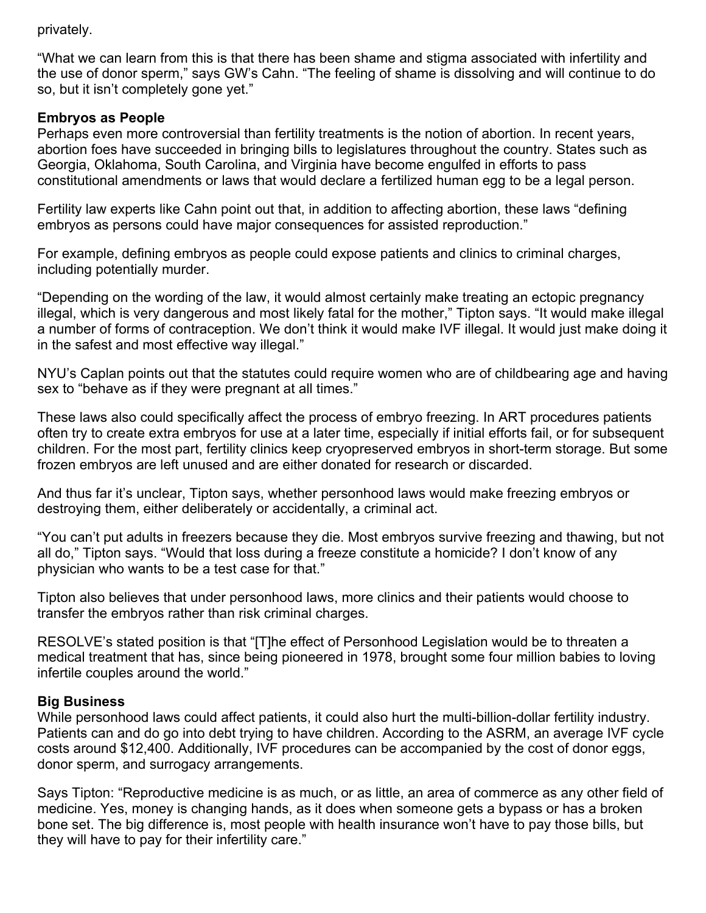privately.

“What we can learn from this is that there has been shame and stigma associated with infertility and the use of donor sperm,” says GW’s Cahn. “The feeling of shame is dissolving and will continue to do so, but it isn’t completely gone yet.”

**Embryos as People**

Perhaps even more controversial than fertility treatments is the notion of abortion. In recent years, abortion foes have succeeded in bringing bills to legislatures throughout the country. States such as Georgia, Oklahoma, South Carolina, and Virginia have become engulfed in efforts to pass constitutional amendments or laws that would declare a fertilized human egg to be a legal person.

Fertility law experts like Cahn point out that, in addition to affecting abortion, these laws “defining embryos as persons could have major consequences for assisted reproduction.”

For example, defining embryos as people could expose patients and clinics to criminal charges, including potentially murder.

“Depending on the wording of the law, it would almost certainly make treating an ectopic pregnancy illegal, which is very dangerous and most likely fatal for the mother,” Tipton says. “It would make illegal a number of forms of contraception. We don’t think it would make IVF illegal. It would just make doing it in the safest and most effective way illegal.”

NYU’s Caplan points out that the statutes could require women who are of childbearing age and having sex to “behave as if they were pregnant at all times.”

These laws also could specifically affect the process of embryo freezing. In ART procedures patients often try to create extra embryos for use at a later time, especially if initial efforts fail, or for subsequent children. For the most part, fertility clinics keep cryopreserved embryos in short-term storage. But some frozen embryos are left unused and are either donated for research or discarded.

And thus far it’s unclear, Tipton says, whether personhood laws would make freezing embryos or destroying them, either deliberately or accidentally, a criminal act.

“You can’t put adults in freezers because they die. Most embryos survive freezing and thawing, but not all do,” Tipton says. “Would that loss during a freeze constitute a homicide? I don’t know of any physician who wants to be a test case for that.”

Tipton also believes that under personhood laws, more clinics and their patients would choose to transfer the embryos rather than risk criminal charges.

RESOLVE’s stated position is that “[T]he effect of Personhood Legislation would be to threaten a medical treatment that has, since being pioneered in 1978, brought some four million babies to loving infertile couples around the world.”

**Big Business**

While personhood laws could affect patients, it could also hurt the multi-billion-dollar fertility industry. Patients can and do go into debt trying to have children. According to the ASRM, an average IVF cycle costs around $12,400. Additionally, IVF procedures can be accompanied by the cost of donor eggs, donor sperm, and surrogacy arrangements.

Says Tipton: “Reproductive medicine is as much, or as little, an area of commerce as any other field of medicine. Yes, money is changing hands, as it does when someone gets a bypass or has a broken bone set. The big difference is, most people with health insurance won’t have to pay those bills, but they will have to pay for their infertility care.”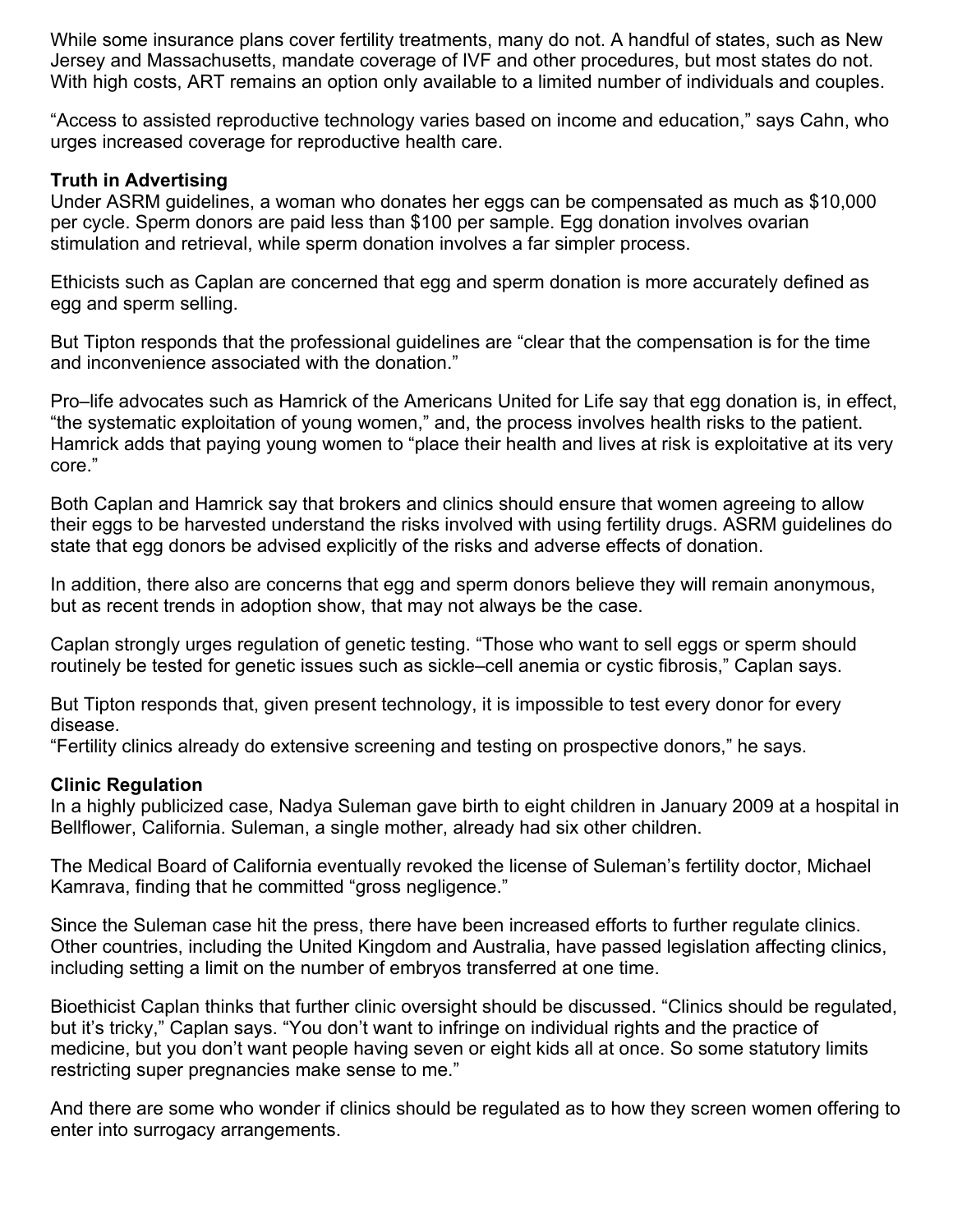While some insurance plans cover fertility treatments, many do not. A handful of states, such as New Jersey and Massachusetts, mandate coverage of IVF and other procedures, but most states do not. With high costs, ART remains an option only available to a limited number of individuals and couples.

“Access to assisted reproductive technology varies based on income and education,” says Cahn, who urges increased coverage for reproductive health care.

**Truth in Advertising**

Under ASRM guidelines, a woman who donates her eggs can be compensated as much as $10,000 per cycle. Sperm donors are paid less than $100 per sample. Egg donation involves ovarian stimulation and retrieval, while sperm donation involves a far simpler process.

Ethicists such as Caplan are concerned that egg and sperm donation is more accurately defined as egg and sperm selling.

But Tipton responds that the professional guidelines are “clear that the compensation is for the time and inconvenience associated with the donation.”

Pro–life advocates such as Hamrick of the Americans United for Life say that egg donation is, in effect, “the systematic exploitation of young women,” and, the process involves health risks to the patient. Hamrick adds that paying young women to “place their health and lives at risk is exploitative at its very core.”

Both Caplan and Hamrick say that brokers and clinics should ensure that women agreeing to allow their eggs to be harvested understand the risks involved with using fertility drugs. ASRM guidelines do state that egg donors be advised explicitly of the risks and adverse effects of donation.

In addition, there also are concerns that egg and sperm donors believe they will remain anonymous, but as recent trends in adoption show, that may not always be the case.

Caplan strongly urges regulation of genetic testing. “Those who want to sell eggs or sperm should routinely be tested for genetic issues such as sickle–cell anemia or cystic fibrosis,” Caplan says.

But Tipton responds that, given present technology, it is impossible to test every donor for every disease.
“Fertility clinics already do extensive screening and testing on prospective donors,” he says.

**Clinic Regulation**

In a highly publicized case, Nadya Suleman gave birth to eight children in January 2009 at a hospital in Bellflower, California. Suleman, a single mother, already had six other children.

The Medical Board of California eventually revoked the license of Suleman’s fertility doctor, Michael Kamrava, finding that he committed “gross negligence.”

Since the Suleman case hit the press, there have been increased efforts to further regulate clinics. Other countries, including the United Kingdom and Australia, have passed legislation affecting clinics, including setting a limit on the number of embryos transferred at one time.

Bioethicist Caplan thinks that further clinic oversight should be discussed. “Clinics should be regulated, but it’s tricky,” Caplan says. “You don’t want to infringe on individual rights and the practice of medicine, but you don’t want people having seven or eight kids all at once. So some statutory limits restricting super pregnancies make sense to me.”

And there are some who wonder if clinics should be regulated as to how they screen women offering to enter into surrogacy arrangements.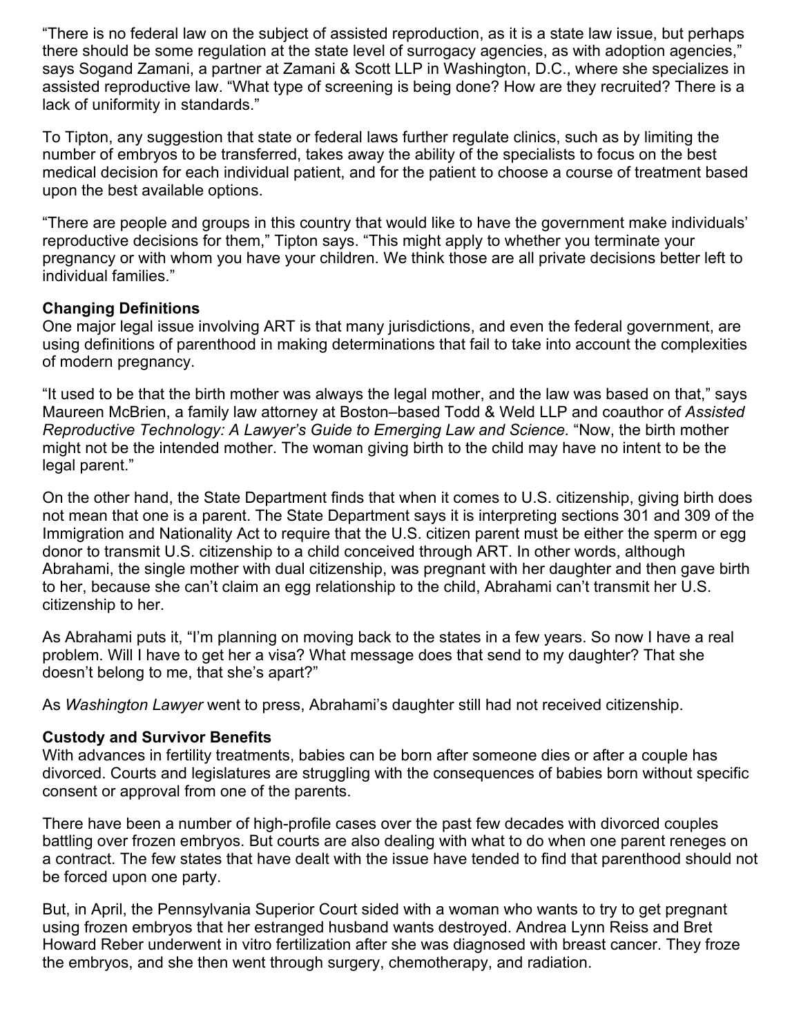"There is no federal law on the subject of assisted reproduction, as it is a state law issue, but perhaps there should be some regulation at the state level of surrogacy agencies, as with adoption agencies," says Sogand Zamani, a partner at Zamani & Scott LLP in Washington, D.C., where she specializes in assisted reproductive law. "What type of screening is being done? How are they recruited? There is a lack of uniformity in standards."

To Tipton, any suggestion that state or federal laws further regulate clinics, such as by limiting the number of embryos to be transferred, takes away the ability of the specialists to focus on the best medical decision for each individual patient, and for the patient to choose a course of treatment based upon the best available options.

"There are people and groups in this country that would like to have the government make individuals' reproductive decisions for them," Tipton says. "This might apply to whether you terminate your pregnancy or with whom you have your children. We think those are all private decisions better left to individual families."

**Changing Definitions**

One major legal issue involving ART is that many jurisdictions, and even the federal government, are using definitions of parenthood in making determinations that fail to take into account the complexities of modern pregnancy.

"It used to be that the birth mother was always the legal mother, and the law was based on that," says Maureen McBrien, a family law attorney at Boston–based Todd & Weld LLP and coauthor of *Assisted Reproductive Technology: A Lawyer's Guide to Emerging Law and Science.* "Now, the birth mother might not be the intended mother. The woman giving birth to the child may have no intent to be the legal parent."

On the other hand, the State Department finds that when it comes to U.S. citizenship, giving birth does not mean that one is a parent. The State Department says it is interpreting sections 301 and 309 of the Immigration and Nationality Act to require that the U.S. citizen parent must be either the sperm or egg donor to transmit U.S. citizenship to a child conceived through ART. In other words, although Abrahami, the single mother with dual citizenship, was pregnant with her daughter and then gave birth to her, because she can't claim an egg relationship to the child, Abrahami can't transmit her U.S. citizenship to her.

As Abrahami puts it, "I'm planning on moving back to the states in a few years. So now I have a real problem. Will I have to get her a visa? What message does that send to my daughter? That she doesn't belong to me, that she's apart?"

As *Washington Lawyer* went to press, Abrahami's daughter still had not received citizenship.

**Custody and Survivor Benefits**

With advances in fertility treatments, babies can be born after someone dies or after a couple has divorced. Courts and legislatures are struggling with the consequences of babies born without specific consent or approval from one of the parents.

There have been a number of high-profile cases over the past few decades with divorced couples battling over frozen embryos. But courts are also dealing with what to do when one parent reneges on a contract. The few states that have dealt with the issue have tended to find that parenthood should not be forced upon one party.

But, in April, the Pennsylvania Superior Court sided with a woman who wants to try to get pregnant using frozen embryos that her estranged husband wants destroyed. Andrea Lynn Reiss and Bret Howard Reber underwent in vitro fertilization after she was diagnosed with breast cancer. They froze the embryos, and she then went through surgery, chemotherapy, and radiation.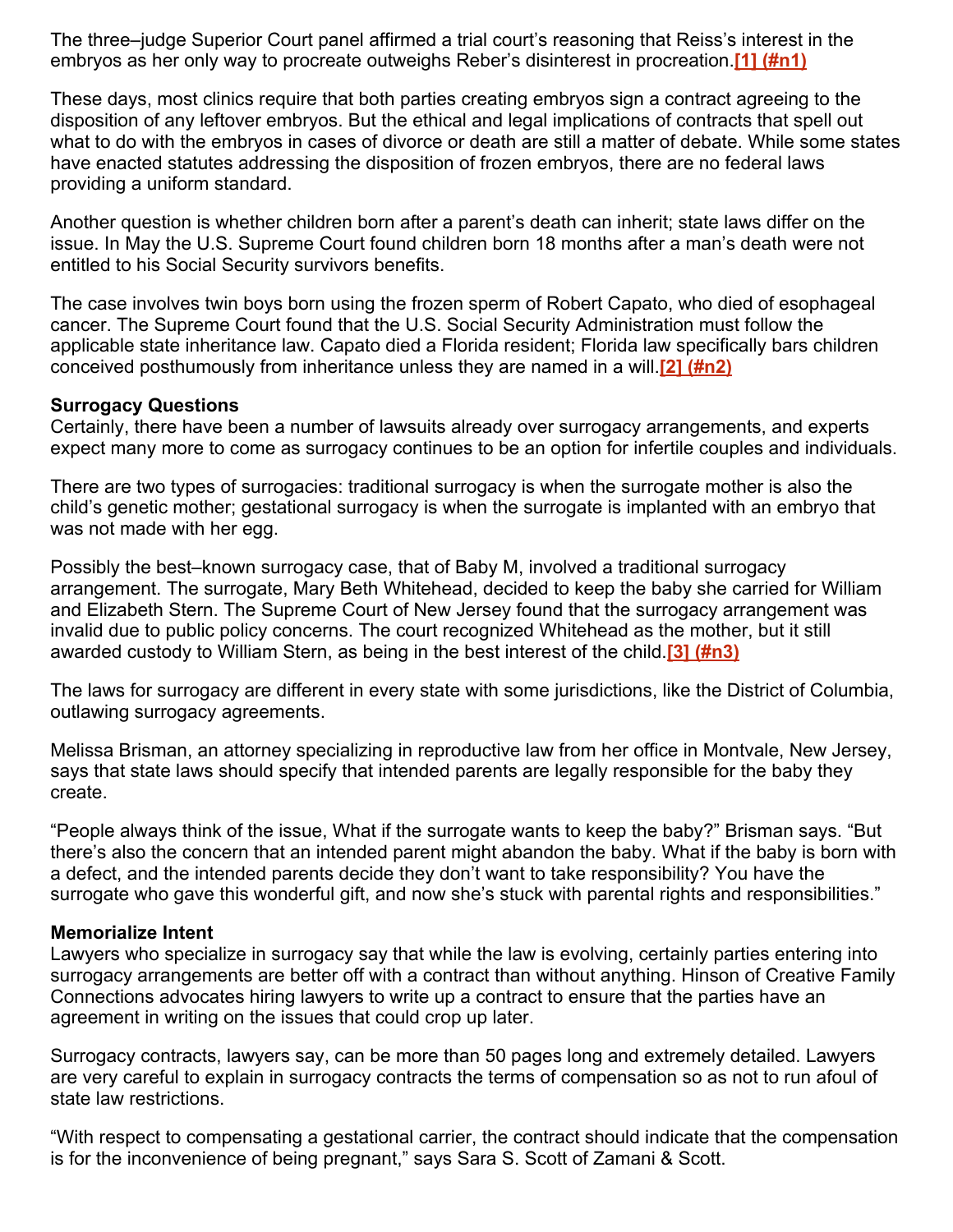The three–judge Superior Court panel affirmed a trial court's reasoning that Reiss's interest in the embryos as her only way to procreate outweighs Reber's disinterest in procreation.[1] (#n1)

These days, most clinics require that both parties creating embryos sign a contract agreeing to the disposition of any leftover embryos. But the ethical and legal implications of contracts that spell out what to do with the embryos in cases of divorce or death are still a matter of debate. While some states have enacted statutes addressing the disposition of frozen embryos, there are no federal laws providing a uniform standard.

Another question is whether children born after a parent's death can inherit; state laws differ on the issue. In May the U.S. Supreme Court found children born 18 months after a man's death were not entitled to his Social Security survivors benefits.

The case involves twin boys born using the frozen sperm of Robert Capato, who died of esophageal cancer. The Supreme Court found that the U.S. Social Security Administration must follow the applicable state inheritance law. Capato died a Florida resident; Florida law specifically bars children conceived posthumously from inheritance unless they are named in a will.[2] (#n2)

**Surrogacy Questions**

Certainly, there have been a number of lawsuits already over surrogacy arrangements, and experts expect many more to come as surrogacy continues to be an option for infertile couples and individuals.

There are two types of surrogacies: traditional surrogacy is when the surrogate mother is also the child's genetic mother; gestational surrogacy is when the surrogate is implanted with an embryo that was not made with her egg.

Possibly the best–known surrogacy case, that of Baby M, involved a traditional surrogacy arrangement. The surrogate, Mary Beth Whitehead, decided to keep the baby she carried for William and Elizabeth Stern. The Supreme Court of New Jersey found that the surrogacy arrangement was invalid due to public policy concerns. The court recognized Whitehead as the mother, but it still awarded custody to William Stern, as being in the best interest of the child.[3] (#n3)

The laws for surrogacy are different in every state with some jurisdictions, like the District of Columbia, outlawing surrogacy agreements.

Melissa Brisman, an attorney specializing in reproductive law from her office in Montvale, New Jersey, says that state laws should specify that intended parents are legally responsible for the baby they create.

"People always think of the issue, What if the surrogate wants to keep the baby?" Brisman says. "But there's also the concern that an intended parent might abandon the baby. What if the baby is born with a defect, and the intended parents decide they don't want to take responsibility? You have the surrogate who gave this wonderful gift, and now she's stuck with parental rights and responsibilities."

**Memorialize Intent**

Lawyers who specialize in surrogacy say that while the law is evolving, certainly parties entering into surrogacy arrangements are better off with a contract than without anything. Hinson of Creative Family Connections advocates hiring lawyers to write up a contract to ensure that the parties have an agreement in writing on the issues that could crop up later.

Surrogacy contracts, lawyers say, can be more than 50 pages long and extremely detailed. Lawyers are very careful to explain in surrogacy contracts the terms of compensation so as not to run afoul of state law restrictions.

"With respect to compensating a gestational carrier, the contract should indicate that the compensation is for the inconvenience of being pregnant," says Sara S. Scott of Zamani & Scott.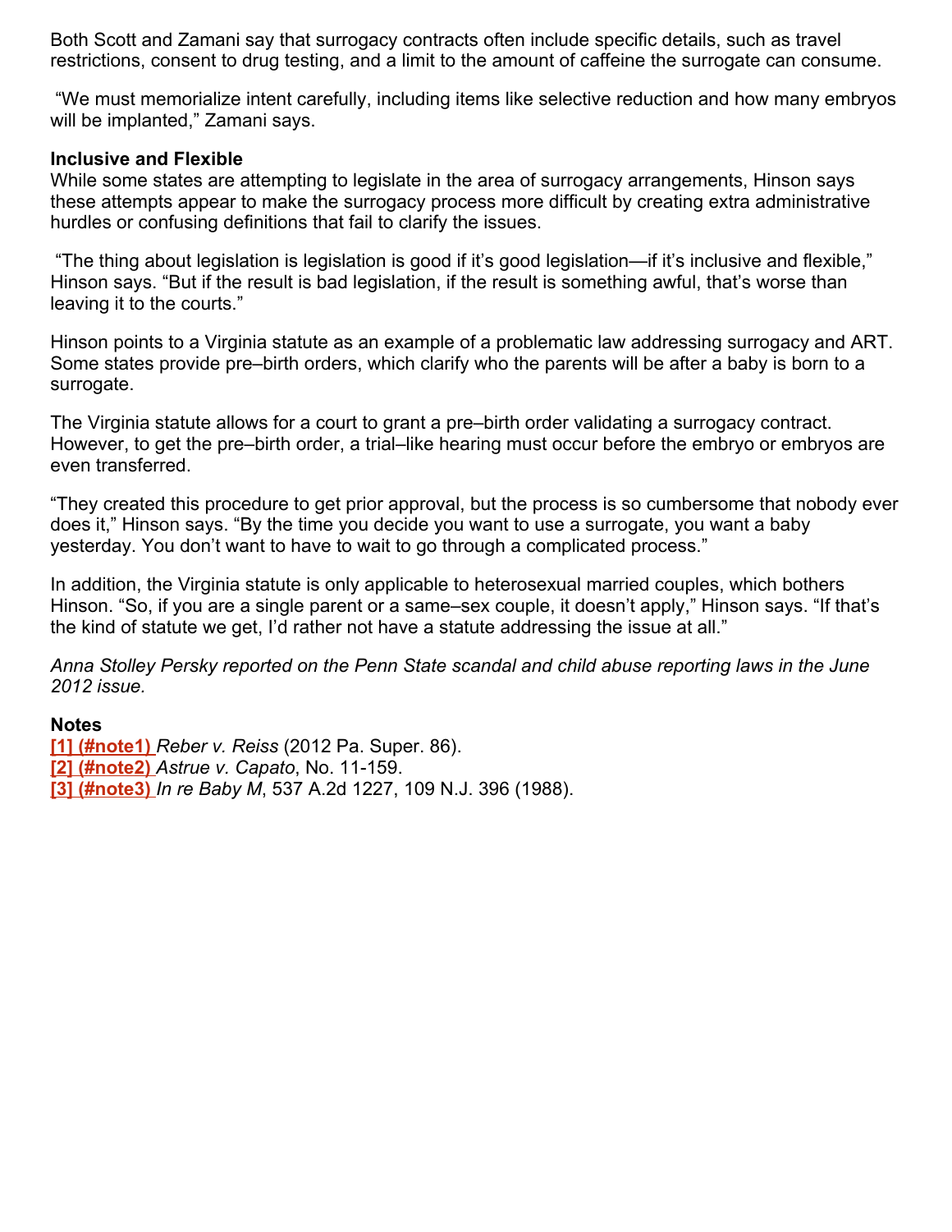Both Scott and Zamani say that surrogacy contracts often include specific details, such as travel restrictions, consent to drug testing, and a limit to the amount of caffeine the surrogate can consume.

"We must memorialize intent carefully, including items like selective reduction and how many embryos will be implanted," Zamani says.

**Inclusive and Flexible**

While some states are attempting to legislate in the area of surrogacy arrangements, Hinson says these attempts appear to make the surrogacy process more difficult by creating extra administrative hurdles or confusing definitions that fail to clarify the issues.

"The thing about legislation is legislation is good if it's good legislation—if it's inclusive and flexible," Hinson says. "But if the result is bad legislation, if the result is something awful, that's worse than leaving it to the courts."

Hinson points to a Virginia statute as an example of a problematic law addressing surrogacy and ART. Some states provide pre–birth orders, which clarify who the parents will be after a baby is born to a surrogate.

The Virginia statute allows for a court to grant a pre–birth order validating a surrogacy contract. However, to get the pre–birth order, a trial–like hearing must occur before the embryo or embryos are even transferred.

"They created this procedure to get prior approval, but the process is so cumbersome that nobody ever does it," Hinson says. "By the time you decide you want to use a surrogate, you want a baby yesterday. You don't want to have to wait to go through a complicated process."

In addition, the Virginia statute is only applicable to heterosexual married couples, which bothers Hinson. "So, if you are a single parent or a same–sex couple, it doesn't apply," Hinson says. "If that's the kind of statute we get, I'd rather not have a statute addressing the issue at all."

*Anna Stolley Persky reported on the Penn State scandal and child abuse reporting laws in the June 2012 issue.*

**Notes**

[1] (#note1) *Reber v. Reiss* (2012 Pa. Super. 86).
[2] (#note2) *Astrue v. Capato*, No. 11-159.
[3] (#note3) *In re Baby M*, 537 A.2d 1227, 109 N.J. 396 (1988).